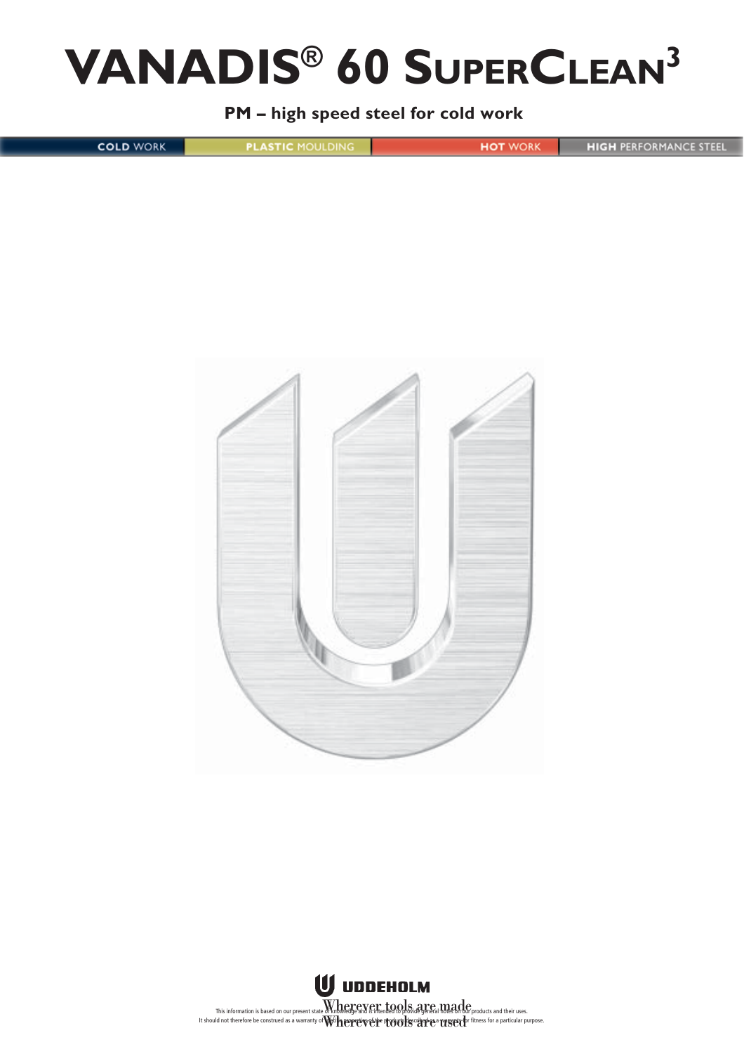# VANADIS® 60 SUPERCLEAN[3]

**PM – high speed steel for cold work**

COLD WORK | PLASTIC MOULDING | HOT WORK | HIGH PERFORMANCE STEEL

UDDEHOLM

Wherever tools are made
Wherever tools are used

This information is based on our present state of knowledge and is intended to provide general notes on our products and their uses. It should not therefore be construed as a warranty of specific properties of the products described or a warranty for fitness for a particular purpose.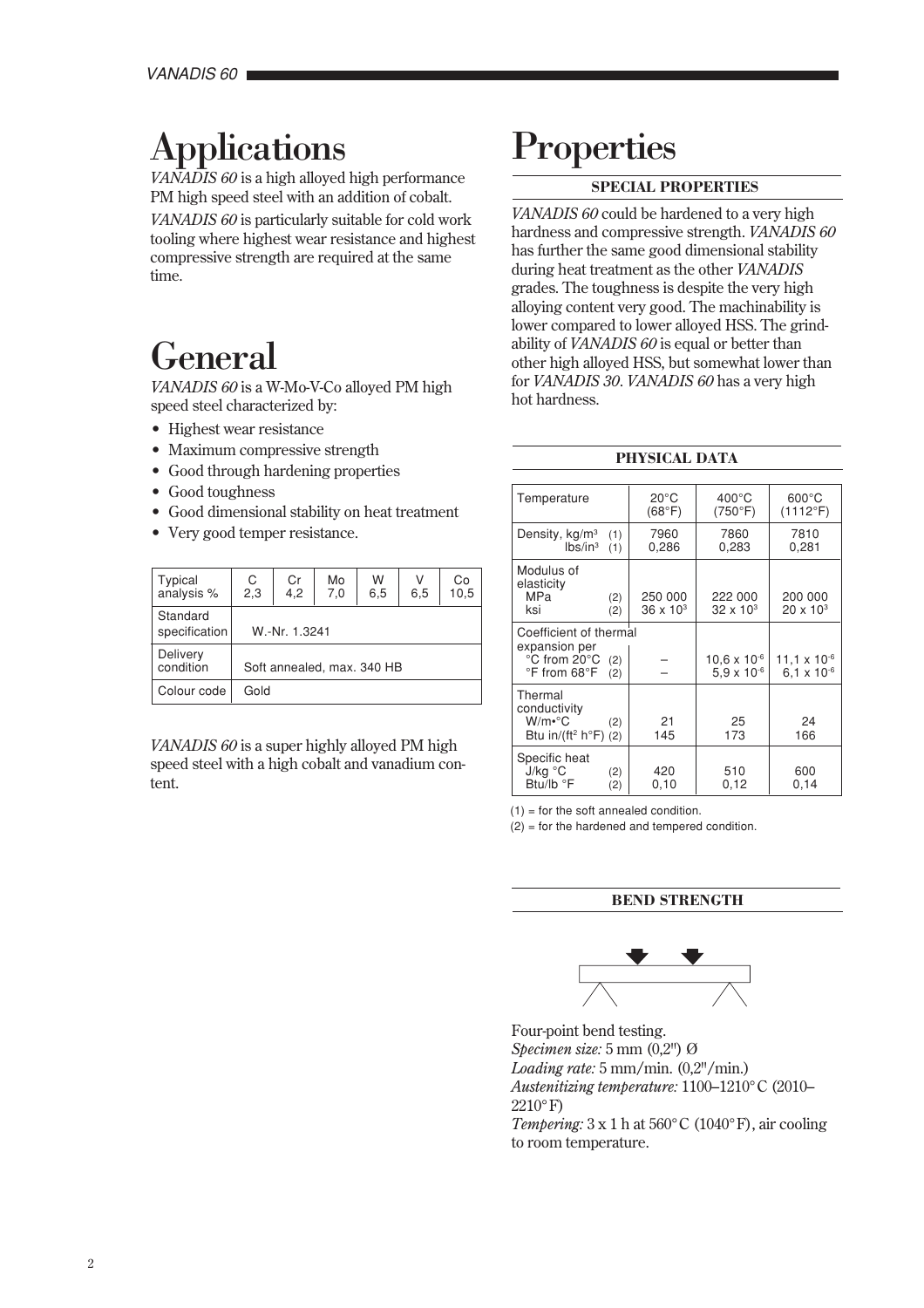# Applications

*VANADIS 60* is a high alloyed high performance PM high speed steel with an addition of cobalt.

*VANADIS 60* is particularly suitable for cold work tooling where highest wear resistance and highest compressive strength are required at the same time.

# General

*VANADIS 60* is a W-Mo-V-Co alloyed PM high speed steel characterized by:

- Highest wear resistance
- Maximum compressive strength
- Good through hardening properties
- Good toughness
- Good dimensional stability on heat treatment
- Very good temper resistance.

| Typical analysis % | C 2,3 | Cr 4,2 | Mo 7,0 | W 6,5 | V 6,5 | Co 10,5 |
|---|---|---|---|---|---|---|
| Standard specification | W.-Nr. 1.3241 | | | | | |
| Delivery condition | Soft annealed, max. 340 HB | | | | | |
| Colour code | Gold | | | | | |

*VANADIS 60* is a super highly alloyed PM high speed steel with a high cobalt and vanadium content.

# Properties

### SPECIAL PROPERTIES

*VANADIS 60* could be hardened to a very high hardness and compressive strength. *VANADIS 60* has further the same good dimensional stability during heat treatment as the other *VANADIS* grades. The toughness is despite the very high alloying content very good. The machinability is lower compared to lower alloyed HSS. The grindability of *VANADIS 60* is equal or better than other high alloyed HSS, but somewhat lower than for *VANADIS 30*. *VANADIS 60* has a very high hot hardness.

### PHYSICAL DATA

| Temperature | 20°C (68°F) | 400°C (750°F) | 600°C (1112°F) |
|---|---|---|---|
| Density, kg/m³ (1) | 7960 | 7860 | 7810 |
| lbs/in³ (1) | 0,286 | 0,283 | 0,281 |
| Modulus of elasticity MPa (2) | 250 000 | 222 000 | 200 000 |
| ksi (2) | $36 \times 10^3$ | $32 \times 10^3$ | $20 \times 10^3$ |
| Coefficient of thermal expansion per °C from 20°C (2) | – | $10,6 \times 10^{-6}$ | $11,1 \times 10^{-6}$ |
| °F from 68°F (2) | – | $5,9 \times 10^{-6}$ | $6,1 \times 10^{-6}$ |
| Thermal conductivity W/m•°C (2) | 21 | 25 | 24 |
| Btu in/(ft² h°F) (2) | 145 | 173 | 166 |
| Specific heat J/kg °C (2) | 420 | 510 | 600 |
| Btu/lb °F (2) | 0,10 | 0,12 | 0,14 |

(1) = for the soft annealed condition.

(2) = for the hardened and tempered condition.

### BEND STRENGTH

Four-point bend testing.

*Specimen size:* 5 mm (0,2") Ø

*Loading rate:* 5 mm/min. (0,2"/min.)

*Austenitizing temperature:* 1100–1210°C (2010–2210°F)

*Tempering:* 3 x 1 h at 560°C (1040°F), air cooling to room temperature.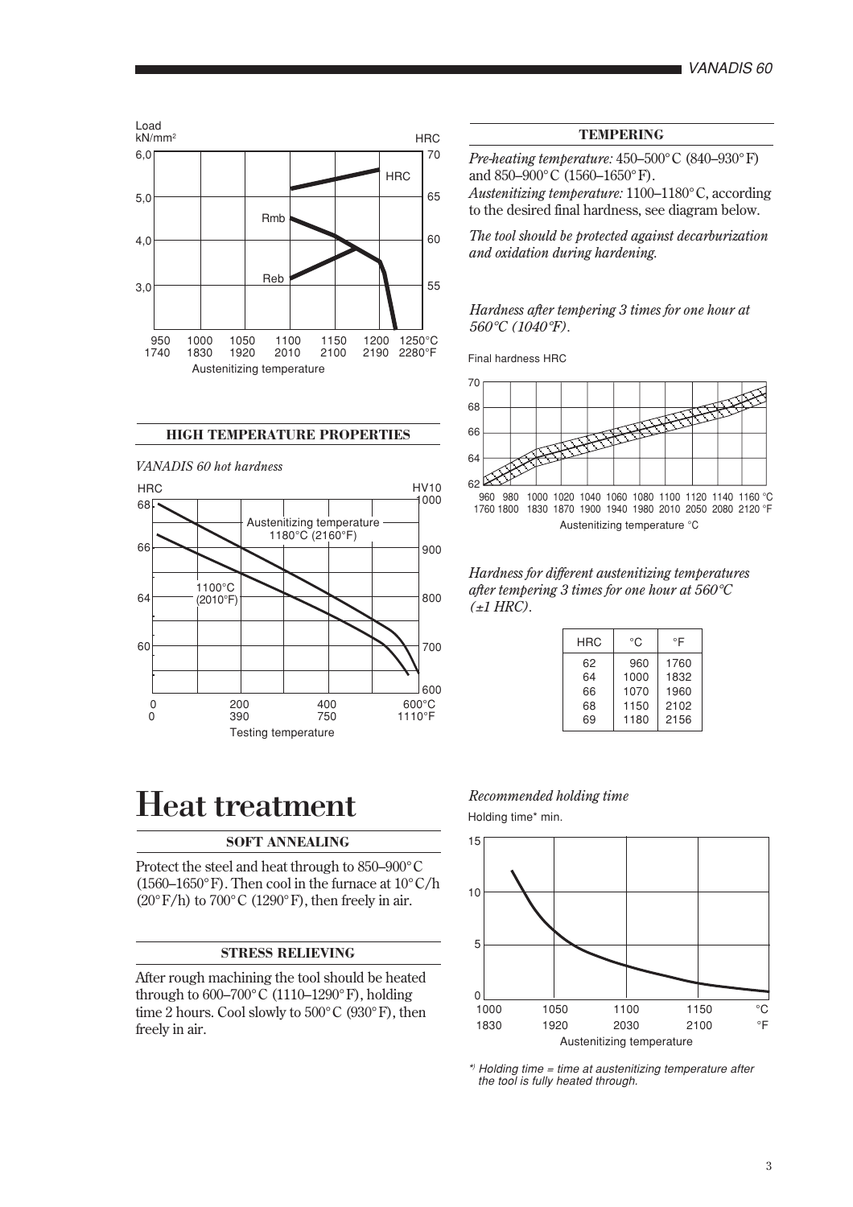## HIGH TEMPERATURE PROPERTIES

*VANADIS 60 hot hardness*

# Heat treatment

## SOFT ANNEALING

Protect the steel and heat through to 850–900°C (1560–1650°F). Then cool in the furnace at 10°C/h (20°F/h) to 700°C (1290°F), then freely in air.

## STRESS RELIEVING

After rough machining the tool should be heated through to 600–700°C (1110–1290°F), holding time 2 hours. Cool slowly to 500°C (930°F), then freely in air.

## TEMPERING

*Pre-heating temperature:* 450–500°C (840–930°F) and 850–900°C (1560–1650°F).
*Austenitizing temperature:* 1100–1180°C, according to the desired final hardness, see diagram below.

*The tool should be protected against decarburization and oxidation during hardening.*

*Hardness after tempering 3 times for one hour at 560°C (1040°F).*

*Hardness for different austenitizing temperatures after tempering 3 times for one hour at 560°C (±1 HRC).*

| HRC | °C | °F |
|---|---|---|
| 62 | 960 | 1760 |
| 64 | 1000 | 1832 |
| 66 | 1070 | 1960 |
| 68 | 1150 | 2102 |
| 69 | 1180 | 2156 |

*Recommended holding time*

*) Holding time = time at austenitizing temperature after the tool is fully heated through.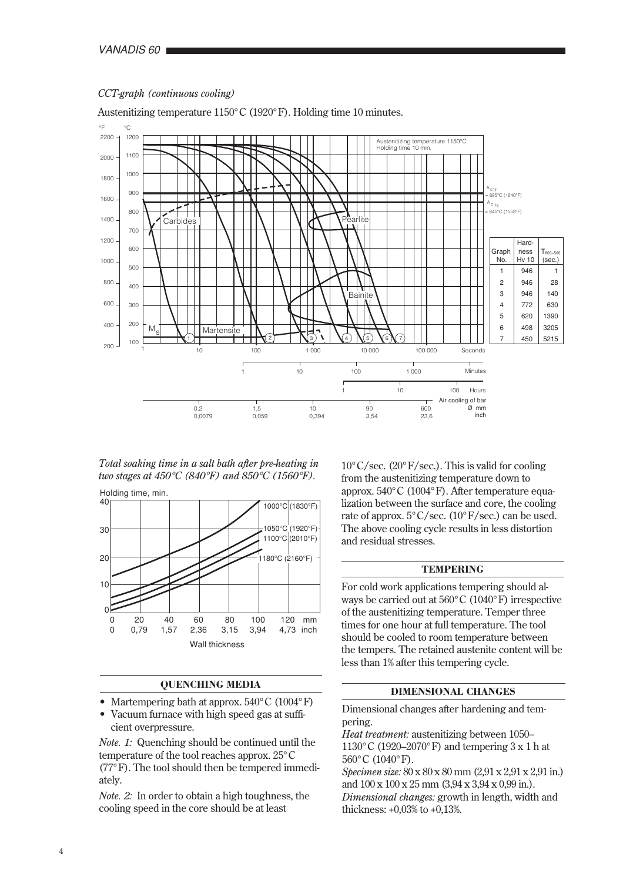*CCT-graph (continuous cooling)*

Austenitizing temperature 1150°C (1920°F). Holding time 10 minutes.

| Graph No. | Hardness Hv 10 | $T_{800-500}$ (sec.) |
|---|---|---|
| 1 | 946 | 1 |
| 2 | 946 | 28 |
| 3 | 946 | 140 |
| 4 | 772 | 630 |
| 5 | 620 | 1390 |
| 6 | 498 | 3205 |
| 7 | 450 | 5215 |

*Total soaking time in a salt bath after pre-heating in two stages at 450°C (840°F) and 850°C (1560°F).*

## QUENCHING MEDIA

- Martempering bath at approx. 540°C (1004°F)
- Vacuum furnace with high speed gas at sufficient overpressure.

*Note. 1:* Quenching should be continued until the temperature of the tool reaches approx. 25°C (77°F). The tool should then be tempered immediately.

*Note. 2:* In order to obtain a high toughness, the cooling speed in the core should be at least 10°C/sec. (20°F/sec.). This is valid for cooling from the austenitizing temperature down to approx. 540°C (1004°F). After temperature equalization between the surface and core, the cooling rate of approx. 5°C/sec. (10°F/sec.) can be used. The above cooling cycle results in less distortion and residual stresses.

## TEMPERING

For cold work applications tempering should always be carried out at 560°C (1040°F) irrespective of the austenitizing temperature. Temper three times for one hour at full temperature. The tool should be cooled to room temperature between the tempers. The retained austenite content will be less than 1% after this tempering cycle.

## DIMENSIONAL CHANGES

Dimensional changes after hardening and tempering.

*Heat treatment:* austenitizing between 1050–1130°C (1920–2070°F) and tempering 3 x 1 h at 560°C (1040°F).

*Specimen size:* 80 x 80 x 80 mm (2,91 x 2,91 x 2,91 in.) and 100 x 100 x 25 mm (3,94 x 3,94 x 0,99 in.).

*Dimensional changes:* growth in length, width and thickness: +0,03% to +0,13%.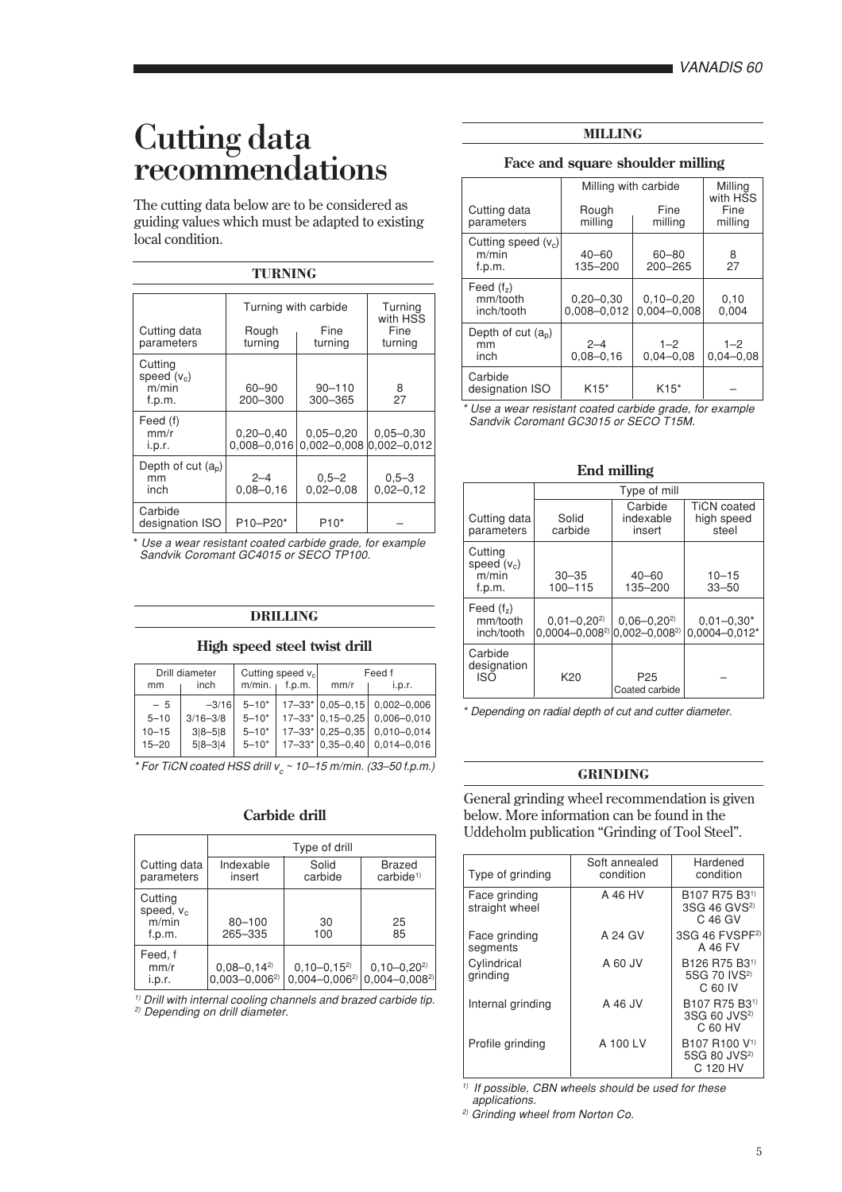# Cutting data recommendations

The cutting data below are to be considered as guiding values which must be adapted to existing local condition.

## TURNING

| Cutting data parameters | Turning with carbide Rough turning | Turning with carbide Fine turning | Turning with HSS Fine turning |
|---|---|---|---|
| Cutting speed ($v_c$) m/min | 60–90 | 90–110 | 8 |
| f.p.m. | 200–300 | 300–365 | 27 |
| Feed (f) mm/r | 0,20–0,40 | 0,05–0,20 | 0,05–0,30 |
| i.p.r. | 0,008–0,016 | 0,002–0,008 | 0,002–0,012 |
| Depth of cut ($a_p$) mm | 2–4 | 0,5–2 | 0,5–3 |
| inch | 0,08–0,16 | 0,02–0,08 | 0,02–0,12 |
| Carbide designation ISO | P10–P20* | P10* | – |

*\* Use a wear resistant coated carbide grade, for example Sandvik Coromant GC4015 or SECO TP100.*

## DRILLING

### High speed steel twist drill

| Drill diameter mm | Drill diameter inch | Cutting speed $v_c$ m/min. | Cutting speed $v_c$ f.p.m. | Feed f mm/r | Feed f i.p.r. |
|---|---|---|---|---|---|
| – 5 | –3/16 | 5–10* | 17–33* | 0,05–0,15 | 0,002–0,006 |
| 5–10 | 3/16–3/8 | 5–10* | 17–33* | 0,15–0,25 | 0,006–0,010 |
| 10–15 | 3/8–5/8 | 5–10* | 17–33* | 0,25–0,35 | 0,010–0,014 |
| 15–20 | 5/8–3/4 | 5–10* | 17–33* | 0,35–0,40 | 0,014–0,016 |

*\* For TiCN coated HSS drill $v_c$ ~ 10–15 m/min. (33–50 f.p.m.)*

### Carbide drill

| Cutting data parameters | Type of drill Indexable insert | Type of drill Solid carbide | Type of drill Brazed carbide[1] |
|---|---|---|---|
| Cutting speed, $v_c$ m/min | 80–100 | 30 | 25 |
| f.p.m. | 265–335 | 100 | 85 |
| Feed, f mm/r | 0,08–0,14[2] | 0,10–0,15[2] | 0,10–0,20[2] |
| i.p.r. | 0,003–0,006[2] | 0,004–0,006[2] | 0,004–0,008[2] |

*[1] Drill with internal cooling channels and brazed carbide tip.*
*[2] Depending on drill diameter.*

## MILLING

### Face and square shoulder milling

| Cutting data parameters | Milling with carbide Rough milling | Milling with carbide Fine milling | Milling with HSS Fine milling |
|---|---|---|---|
| Cutting speed ($v_c$) m/min | 40–60 | 60–80 | 8 |
| f.p.m. | 135–200 | 200–265 | 27 |
| Feed ($f_z$) mm/tooth | 0,20–0,30 | 0,10–0,20 | 0,10 |
| inch/tooth | 0,008–0,012 | 0,004–0,008 | 0,004 |
| Depth of cut ($a_p$) mm | 2–4 | 1–2 | 1–2 |
| inch | 0,08–0,16 | 0,04–0,08 | 0,04–0,08 |
| Carbide designation ISO | K15* | K15* | – |

*\* Use a wear resistant coated carbide grade, for example Sandvik Coromant GC3015 or SECO T15M.*

### End milling

| Cutting data parameters | Type of mill Solid carbide | Type of mill Carbide indexable insert | Type of mill TiCN coated high speed steel |
|---|---|---|---|
| Cutting speed ($v_c$) m/min | 30–35 | 40–60 | 10–15 |
| f.p.m. | 100–115 | 135–200 | 33–50 |
| Feed ($f_z$) mm/tooth | 0,01–0,20[2] | 0,06–0,20[2] | 0,01–0,30* |
| inch/tooth | 0,0004–0,008[2] | 0,002–0,008[2] | 0,0004–0,012* |
| Carbide designation ISO | K20 | P25 Coated carbide | – |

*\* Depending on radial depth of cut and cutter diameter.*

## GRINDING

General grinding wheel recommendation is given below. More information can be found in the Uddeholm publication "Grinding of Tool Steel".

| Type of grinding | Soft annealed condition | Hardened condition |
|---|---|---|
| Face grinding straight wheel | A 46 HV | B107 R75 B3[1] 3SG 46 GVS[2] C 46 GV |
| Face grinding segments | A 24 GV | 3SG 46 FVSPF[2] A 46 FV |
| Cylindrical grinding | A 60 JV | B126 R75 B3[1] 5SG 70 IVS[2] C 60 IV |
| Internal grinding | A 46 JV | B107 R75 B3[1] 3SG 60 JVS[2] C 60 HV |
| Profile grinding | A 100 LV | B107 R100 V[1] 5SG 80 JVS[2] C 120 HV |

*[1] If possible, CBN wheels should be used for these applications.*
*[2] Grinding wheel from Norton Co.*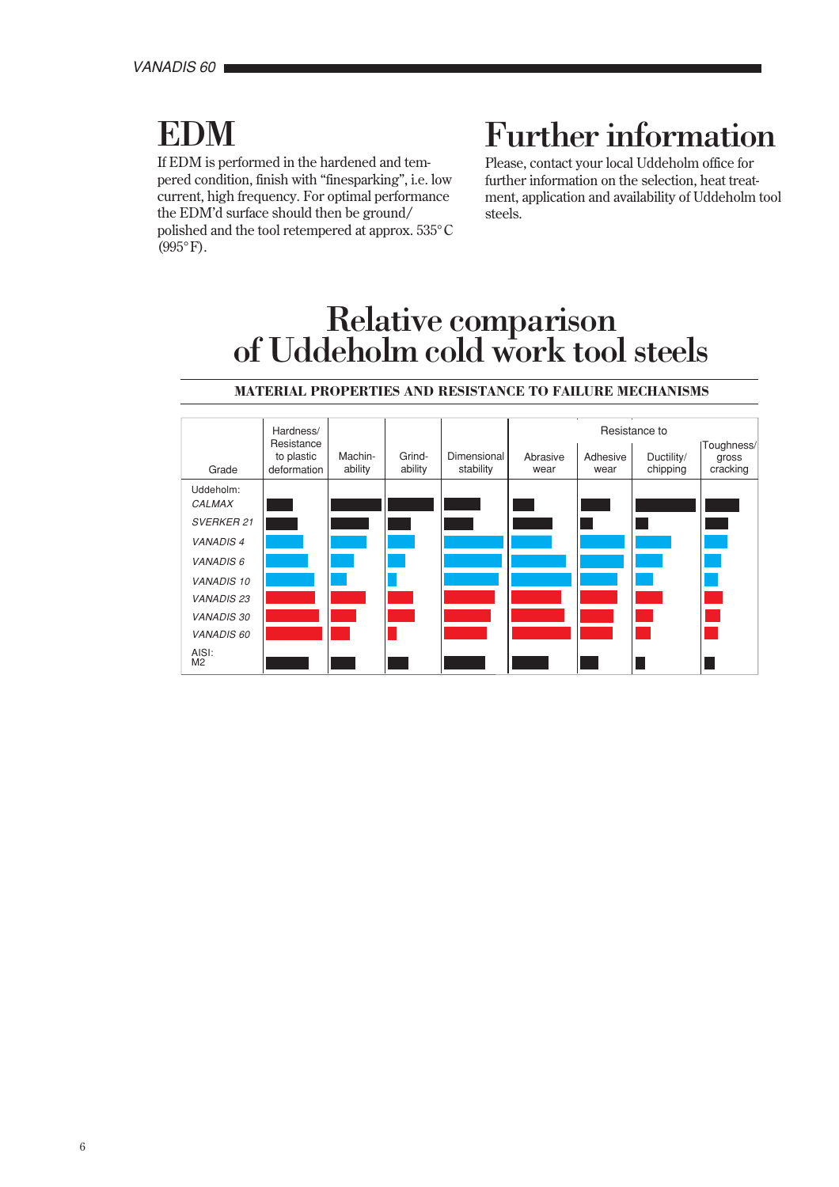# EDM

If EDM is performed in the hardened and tempered condition, finish with “finesparking”, i.e. low current, high frequency. For optimal performance the EDM’d surface should then be ground/ polished and the tool retempered at approx. 535°C (995°F).

# Further information

Please, contact your local Uddeholm office for further information on the selection, heat treatment, application and availability of Uddeholm tool steels.

# Relative comparison of Uddeholm cold work tool steels

**MATERIAL PROPERTIES AND RESISTANCE TO FAILURE MECHANISMS**

| Grade | Hardness/ Resistance to plastic deformation | Machin-ability | Grind-ability | Dimensional stability | Resistance to: Abrasive wear | Adhesive wear | Ductility/ chipping | Toughness/ gross cracking |
|---|---|---|---|---|---|---|---|---|
| Uddeholm: | | | | | | | | |
| *CALMAX* | | | | | | | | |
| *SVERKER 21* | | | | | | | | |
| *VANADIS 4* | | | | | | | | |
| *VANADIS 6* | | | | | | | | |
| *VANADIS 10* | | | | | | | | |
| *VANADIS 23* | | | | | | | | |
| *VANADIS 30* | | | | | | | | |
| *VANADIS 60* | | | | | | | | |
| AISI: M2 | | | | | | | | |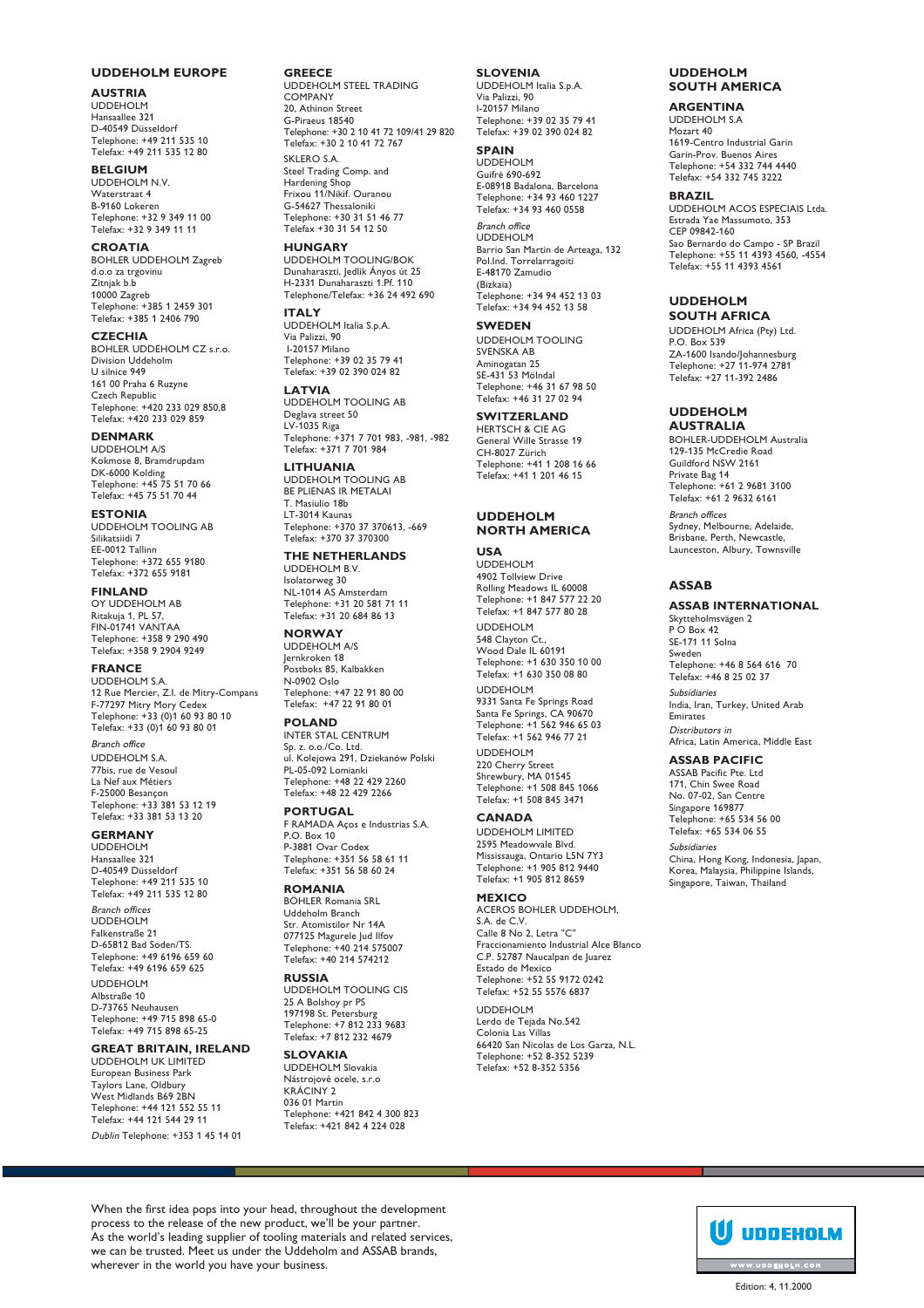## UDDEHOLM EUROPE

### AUSTRIA
UDDEHOLM
Hansaallee 321
D-40549 Düsseldorf
Telephone: +49 211 535 10
Telefax: +49 211 535 12 80

### BELGIUM
UDDEHOLM N.V.
Waterstraat 4
B-9160 Lokeren
Telephone: +32 9 349 11 00
Telefax: +32 9 349 11 11

### CROATIA
BOHLER UDDEHOLM Zagreb
d.o.o za trgovinu
Zitnjak b.b
10000 Zagreb
Telephone: +385 1 2459 301
Telefax: +385 1 2406 790

### CZECHIA
BOHLER UDDEHOLM CZ s.r.o.
Division Uddeholm
U silnice 949
161 00 Praha 6 Ruzyne
Czech Republic
Telephone: +420 233 029 850,8
Telefax: +420 233 029 859

### DENMARK
UDDEHOLM A/S
Kokmose 8, Bramdrupdam
DK-6000 Kolding
Telephone: +45 75 51 70 66
Telefax: +45 75 51 70 44

### ESTONIA
UDDEHOLM TOOLING AB
Silikatsiidi 7
EE-0012 Tallinn
Telephone: +372 655 9180
Telefax: +372 655 9181

### FINLAND
OY UDDEHOLM AB
Ritakuja 1, PL 57,
FIN-01741 VANTAA
Telephone: +358 9 290 490
Telefax: +358 9 2904 9249

### FRANCE
UDDEHOLM S.A.
12 Rue Mercier, Z.I. de Mitry-Compans
F-77297 Mitry Mory Cedex
Telephone: +33 (0)1 60 93 80 10
Telefax: +33 (0)1 60 93 80 01

*Branch office*
UDDEHOLM S.A.
77bis, rue de Vesoul
La Nef aux Métiers
F-25000 Besançon
Telephone: +33 381 53 12 19
Telefax: +33 381 53 13 20

### GERMANY
UDDEHOLM
Hansaallee 321
D-40549 Düsseldorf
Telephone: +49 211 535 10
Telefax: +49 211 535 12 80

*Branch offices*
UDDEHOLM
Falkenstraße 21
D-65812 Bad Soden/TS.
Telephone: +49 6196 659 60
Telefax: +49 6196 659 625

UDDEHOLM
Albstraße 10
D-73765 Neuhausen
Telephone: +49 715 898 65-0
Telefax: +49 715 898 65-25

### GREAT BRITAIN, IRELAND
UDDEHOLM UK LIMITED
European Business Park
Taylors Lane, Oldbury
West Midlands B69 2BN
Telephone: +44 121 552 55 11
Telefax: +44 121 544 29 11
*Dublin* Telephone: +353 1 45 14 01

### GREECE
UDDEHOLM STEEL TRADING
COMPANY
20, Athinon Street
G-Piraeus 18540
Telephone: +30 2 10 41 72 109/41 29 820
Telefax: +30 2 10 41 72 767

SKLERO S.A.
Steel Trading Comp. and
Hardening Shop
Frixou 11/Nikif. Ouranou
G-54627 Thessaloniki
Telephone: +30 31 51 46 77
Telefax +30 31 54 12 50

### HUNGARY
UDDEHOLM TOOLING/BOK
Dunaharaszti, Jedlik Ányos út 25
H-2331 Dunaharaszti 1.Pf. 110
Telephone/Telefax: +36 24 492 690

### ITALY
UDDEHOLM Italia S.p.A.
Via Palizzi, 90
I-20157 Milano
Telephone: +39 02 35 79 41
Telefax: +39 02 390 024 82

### LATVIA
UDDEHOLM TOOLING AB
Deglava street 50
LV-1035 Riga
Telephone: +371 7 701 983, -981, -982
Telefax: +371 7 701 984

### LITHUANIA
UDDEHOLM TOOLING AB
BE PLIENAS IR METALAI
T. Masiulio 18b
LT-3014 Kaunas
Telephone: +370 37 370613, -669
Telefax: +370 37 370300

### THE NETHERLANDS
UDDEHOLM B.V.
Isolatorweg 30
NL-1014 AS Amsterdam
Telephone: +31 20 581 71 11
Telefax: +31 20 684 86 13

### NORWAY
UDDEHOLM A/S
Jernkroken 18
Postboks 85, Kalbakken
N-0902 Oslo
Telephone: +47 22 91 80 00
Telefax: +47 22 91 80 01

### POLAND
INTER STAL CENTRUM
Sp. z. o.o./Co. Ltd.
ul. Kolejowa 291, Dziekanów Polski
PL-05-092 Lomianki
Telephone: +48 22 429 2260
Telefax: +48 22 429 2266

### PORTUGAL
F RAMADA Aços e Industrias S.A.
P.O. Box 10
P-3881 Ovar Codex
Telephone: +351 56 58 61 11
Telefax: +351 56 58 60 24

### ROMANIA
BÖHLER Romania SRL
Uddeholm Branch
Str. Atomistilor Nr 14A
077125 Magurele Jud Ilfov
Telephone: +40 214 575007
Telefax: +40 214 574212

### RUSSIA
UDDEHOLM TOOLING CIS
25 A Bolshoy pr PS
197198 St. Petersburg
Telephone: +7 812 233 9683
Telefax: +7 812 232 4679

### SLOVAKIA
UDDEHOLM Slovakia
Nástrojové ocele, s.r.o
KRÁCINY 2
036 01 Martin
Telephone: +421 842 4 300 823
Telefax: +421 842 4 224 028

### SLOVENIA
UDDEHOLM Italia S.p.A.
Via Palizzi, 90
I-20157 Milano
Telephone: +39 02 35 79 41
Telefax: +39 02 390 024 82

### SPAIN
UDDEHOLM
Guifré 690-692
E-08918 Badalona, Barcelona
Telephone: +34 93 460 1227
Telefax: +34 93 460 0558

*Branch office*
UDDEHOLM
Barrio San Martin de Arteaga, 132
Pol.Ind. Torrelarragoiti
E-48170 Zamudio
(Bizkaia)
Telephone: +34 94 452 13 03
Telefax: +34 94 452 13 58

### SWEDEN
UDDEHOLM TOOLING
SVENSKA AB
Aminogatan 25
SE-431 53 Mölndal
Telephone: +46 31 67 98 50
Telefax: +46 31 27 02 94

### SWITZERLAND
HERTSCH & CIE AG
General Wille Strasse 19
CH-8027 Zürich
Telephone: +41 1 208 16 66
Telefax: +41 1 201 46 15

## UDDEHOLM NORTH AMERICA

### USA
UDDEHOLM
4902 Tollview Drive
Rolling Meadows IL 60008
Telephone: +1 847 577 22 20
Telefax: +1 847 577 80 28

UDDEHOLM
548 Clayton Ct.,
Wood Dale IL 60191
Telephone: +1 630 350 10 00
Telefax: +1 630 350 08 80

UDDEHOLM
9331 Santa Fe Springs Road
Santa Fe Springs, CA 90670
Telephone: +1 562 946 65 03
Telefax: +1 562 946 77 21

UDDEHOLM
220 Cherry Street
Shrewbury, MA 01545
Telephone: +1 508 845 1066
Telefax: +1 508 845 3471

### CANADA
UDDEHOLM LIMITED
2595 Meadowvale Blvd.
Mississauga, Ontario L5N 7Y3
Telephone: +1 905 812 9440
Telefax: +1 905 812 8659

### MEXICO
ACEROS BOHLER UDDEHOLM,
S.A. de C.V.
Calle 8 No 2, Letra "C"
Fraccionamiento Industrial Alce Blanco
C.P. 52787 Naucalpan de Juarez
Estado de Mexico
Telephone: +52 55 9172 0242
Telefax: +52 55 5576 6837

UDDEHOLM
Lerdo de Tejada No.542
Colonia Las Villas
66420 San Nicolas de Los Garza, N.L.
Telephone: +52 8-352 5239
Telefax: +52 8-352 5356

## UDDEHOLM SOUTH AMERICA

### ARGENTINA
UDDEHOLM S.A
Mozart 40
1619-Centro Industrial Garin
Garin-Prov. Buenos Aires
Telephone: +54 332 744 4440
Telefax: +54 332 745 3222

### BRAZIL
UDDEHOLM ACOS ESPECIAIS Ltda.
Estrada Yae Massumoto, 353
CEP 09842-160
Sao Bernardo do Campo - SP Brazil
Telephone: +55 11 4393 4560, -4554
Telefax: +55 11 4393 4561

## UDDEHOLM SOUTH AFRICA
UDDEHOLM Africa (Pty) Ltd.
P.O. Box 539
ZA-1600 Isando/Johannesburg
Telephone: +27 11-974 2781
Telefax: +27 11-392 2486

## UDDEHOLM AUSTRALIA
BOHLER-UDDEHOLM Australia
129-135 McCredie Road
Guildford NSW 2161
Private Bag 14
Telephone: +61 2 9681 3100
Telefax: +61 2 9632 6161

*Branch offices*
Sydney, Melbourne, Adelaide,
Brisbane, Perth, Newcastle,
Launceston, Albury, Townsville

## ASSAB

### ASSAB INTERNATIONAL
Skytteholmsvägen 2
P O Box 42
SE-171 11 Solna
Sweden
Telephone: +46 8 564 616 70
Telefax: +46 8 25 02 37

*Subsidiaries*
India, Iran, Turkey, United Arab
Emirates

*Distributors in*
Africa, Latin America, Middle East

### ASSAB PACIFIC
ASSAB Pacific Pte. Ltd
171, Chin Swee Road
No. 07-02, San Centre
Singapore 169877
Telephone: +65 534 56 00
Telefax: +65 534 06 55

*Subsidiaries*
China, Hong Kong, Indonesia, Japan,
Korea, Malaysia, Philippine Islands,
Singapore, Taiwan, Thailand

When the first idea pops into your head, throughout the development process to the release of the new product, we'll be your partner. As the world's leading supplier of tooling materials and related services, we can be trusted. Meet us under the Uddeholm and ASSAB brands, wherever in the world you have your business.

UDDEHOLM
WWW.UDDEHOLM.COM

Edition: 4, 11.2000